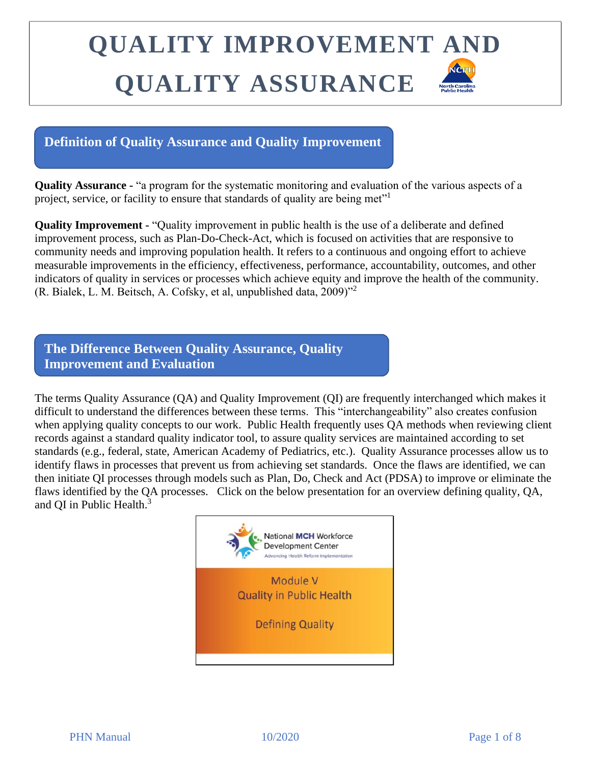# QUALITY IMPROVEMENT AND QUALITY ASSURANCE

## Definition of Quality Assurance and Quality Improvement

**Quality Assurance -** "a program for the systematic monitoring and evaluation of the various aspects of a project, service, or facility to ensure that standards of quality are being met"[1]

**Quality Improvement -** "Quality improvement in public health is the use of a deliberate and defined improvement process, such as Plan-Do-Check-Act, which is focused on activities that are responsive to community needs and improving population health. It refers to a continuous and ongoing effort to achieve measurable improvements in the efficiency, effectiveness, performance, accountability, outcomes, and other indicators of quality in services or processes which achieve equity and improve the health of the community. (R. Bialek, L. M. Beitsch, A. Cofsky, et al, unpublished data, 2009)"[2]

## The Difference Between Quality Assurance, Quality Improvement and Evaluation

The terms Quality Assurance (QA) and Quality Improvement (QI) are frequently interchanged which makes it difficult to understand the differences between these terms. This "interchangeability" also creates confusion when applying quality concepts to our work. Public Health frequently uses QA methods when reviewing client records against a standard quality indicator tool, to assure quality services are maintained according to set standards (e.g., federal, state, American Academy of Pediatrics, etc.). Quality Assurance processes allow us to identify flaws in processes that prevent us from achieving set standards. Once the flaws are identified, we can then initiate QI processes through models such as Plan, Do, Check and Act (PDSA) to improve or eliminate the flaws identified by the QA processes. Click on the below presentation for an overview defining quality, QA, and QI in Public Health.[3]

National MCH Workforce Development Center
Advancing Health Reform Implementation

Module V
Quality in Public Health

Defining Quality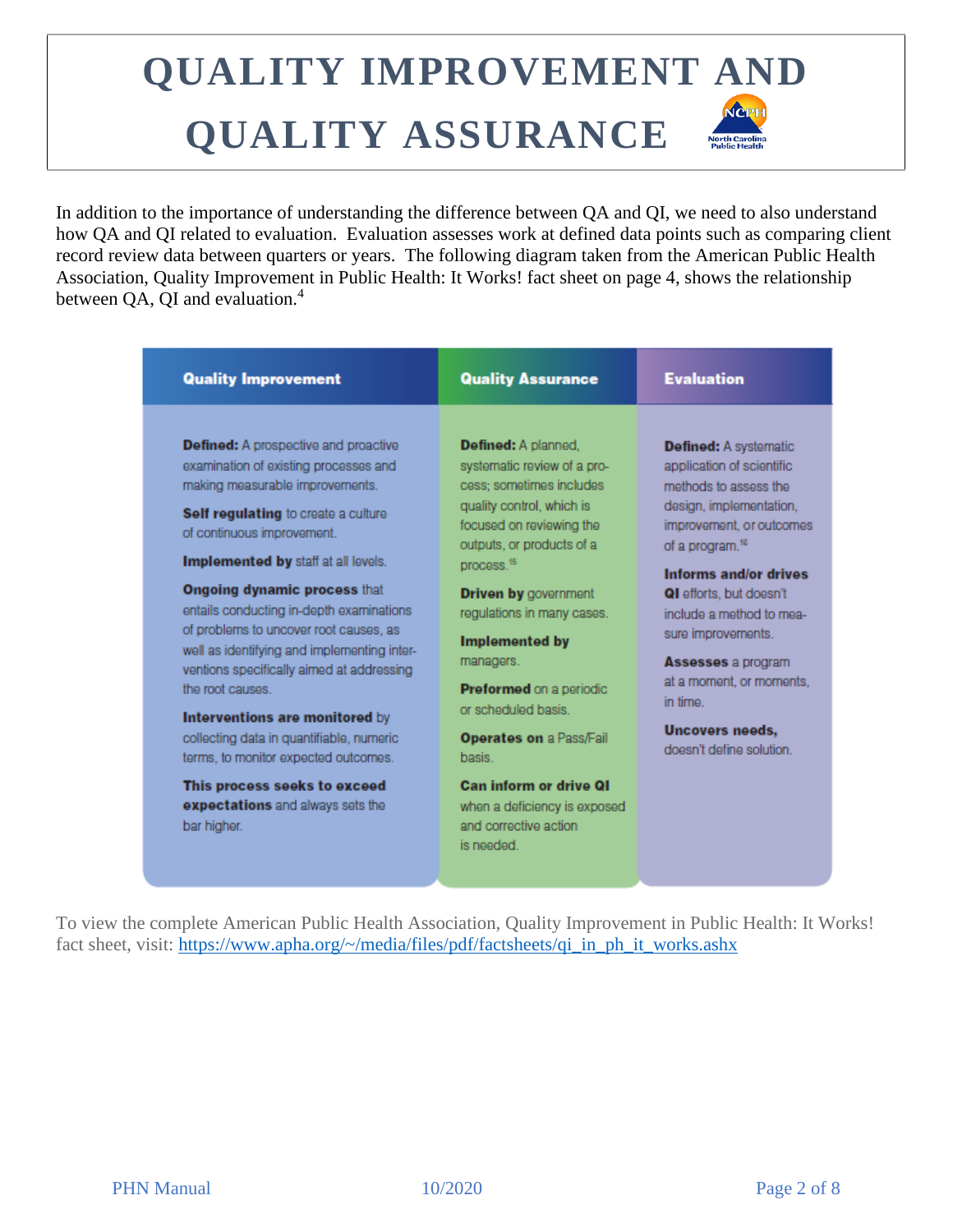# QUALITY IMPROVEMENT AND QUALITY ASSURANCE

In addition to the importance of understanding the difference between QA and QI, we need to also understand how QA and QI related to evaluation. Evaluation assesses work at defined data points such as comparing client record review data between quarters or years. The following diagram taken from the American Public Health Association, Quality Improvement in Public Health: It Works! fact sheet on page 4, shows the relationship between QA, QI and evaluation.[4]

| Quality Improvement | Quality Assurance | Evaluation |
|---|---|---|
| **Defined:** A prospective and proactive examination of existing processes and making measurable improvements.<br><br>**Self regulating** to create a culture of continuous improvement.<br><br>**Implemented by** staff at all levels.<br><br>**Ongoing dynamic process** that entails conducting in-depth examinations of problems to uncover root causes, as well as identifying and implementing interventions specifically aimed at addressing the root causes.<br><br>**Interventions are monitored** by collecting data in quantifiable, numeric terms, to monitor expected outcomes.<br><br>**This process seeks to exceed expectations** and always sets the bar higher. | **Defined:** A planned, systematic review of a process; sometimes includes quality control, which is focused on reviewing the outputs, or products of a process.[15]<br><br>**Driven by** government regulations in many cases.<br><br>**Implemented by** managers.<br><br>**Preformed** on a periodic or scheduled basis.<br><br>**Operates on** a Pass/Fail basis.<br><br>**Can inform or drive QI** when a deficiency is exposed and corrective action is needed. | **Defined:** A systematic application of scientific methods to assess the design, implementation, improvement, or outcomes of a program.[16]<br><br>**Informs and/or drives QI** efforts, but doesn't include a method to measure improvements.<br><br>**Assesses** a program at a moment, or moments, in time.<br><br>**Uncovers needs,** doesn't define solution. |

To view the complete American Public Health Association, Quality Improvement in Public Health: It Works! fact sheet, visit: [https://www.apha.org/~/media/files/pdf/factsheets/qi_in_ph_it_works.ashx](https://www.apha.org/~/media/files/pdf/factsheets/qi_in_ph_it_works.ashx)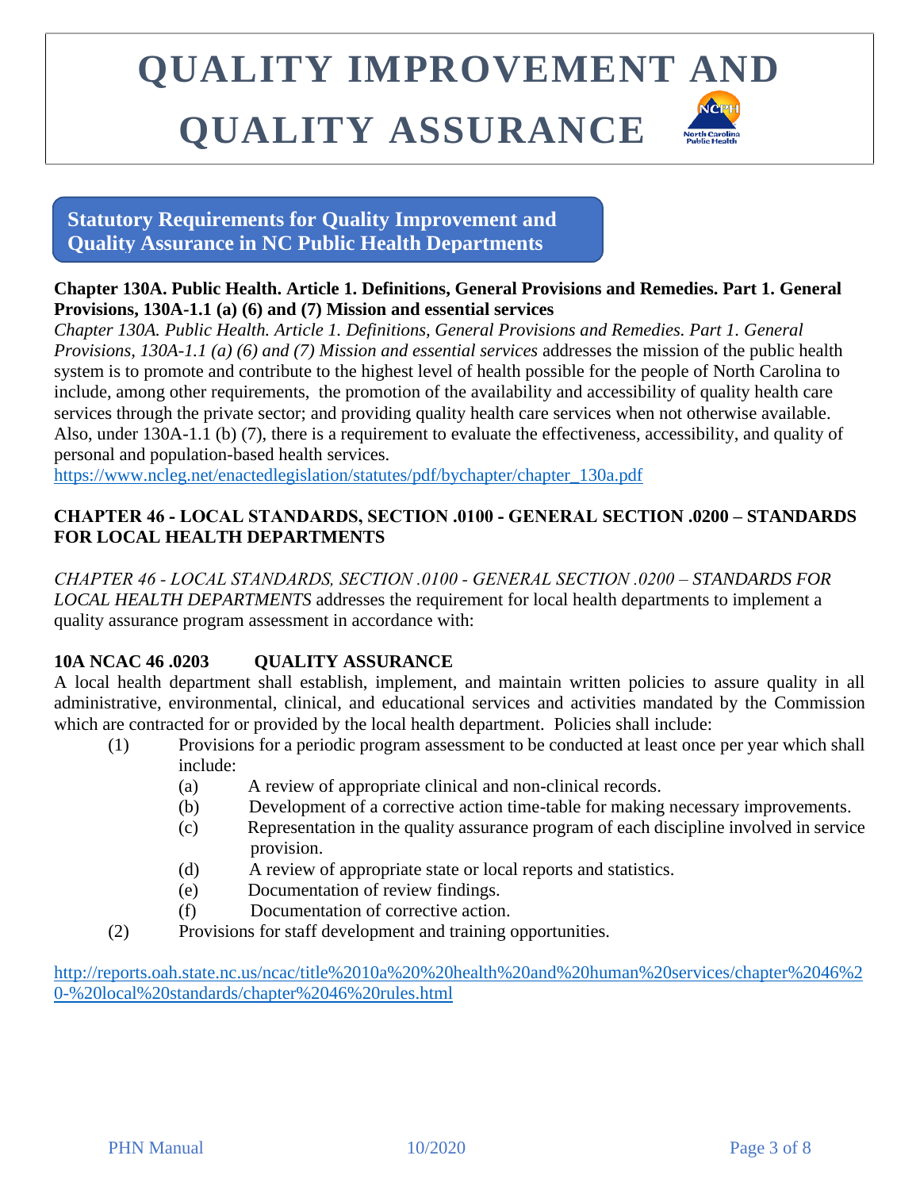# QUALITY IMPROVEMENT AND QUALITY ASSURANCE

## Statutory Requirements for Quality Improvement and Quality Assurance in NC Public Health Departments

**Chapter 130A. Public Health. Article 1. Definitions, General Provisions and Remedies. Part 1. General Provisions, 130A-1.1 (a) (6) and (7) Mission and essential services**

*Chapter 130A. Public Health. Article 1. Definitions, General Provisions and Remedies. Part 1. General Provisions, 130A-1.1 (a) (6) and (7) Mission and essential services* addresses the mission of the public health system is to promote and contribute to the highest level of health possible for the people of North Carolina to include, among other requirements, the promotion of the availability and accessibility of quality health care services through the private sector; and providing quality health care services when not otherwise available. Also, under 130A-1.1 (b) (7), there is a requirement to evaluate the effectiveness, accessibility, and quality of personal and population-based health services.

https://www.ncleg.net/enactedlegislation/statutes/pdf/bychapter/chapter_130a.pdf

**CHAPTER 46 - LOCAL STANDARDS, SECTION .0100 - GENERAL SECTION .0200 – STANDARDS FOR LOCAL HEALTH DEPARTMENTS**

*CHAPTER 46 - LOCAL STANDARDS, SECTION .0100 - GENERAL SECTION .0200 – STANDARDS FOR LOCAL HEALTH DEPARTMENTS* addresses the requirement for local health departments to implement a quality assurance program assessment in accordance with:

**10A NCAC 46 .0203 QUALITY ASSURANCE**

A local health department shall establish, implement, and maintain written policies to assure quality in all administrative, environmental, clinical, and educational services and activities mandated by the Commission which are contracted for or provided by the local health department. Policies shall include:

(1) Provisions for a periodic program assessment to be conducted at least once per year which shall include:
   - (a) A review of appropriate clinical and non-clinical records.
   - (b) Development of a corrective action time-table for making necessary improvements.
   - (c) Representation in the quality assurance program of each discipline involved in service provision.
   - (d) A review of appropriate state or local reports and statistics.
   - (e) Documentation of review findings.
   - (f) Documentation of corrective action.

(2) Provisions for staff development and training opportunities.

http://reports.oah.state.nc.us/ncac/title%2010a%20%20health%20and%20human%20services/chapter%2046%20-%20local%20standards/chapter%2046%20rules.html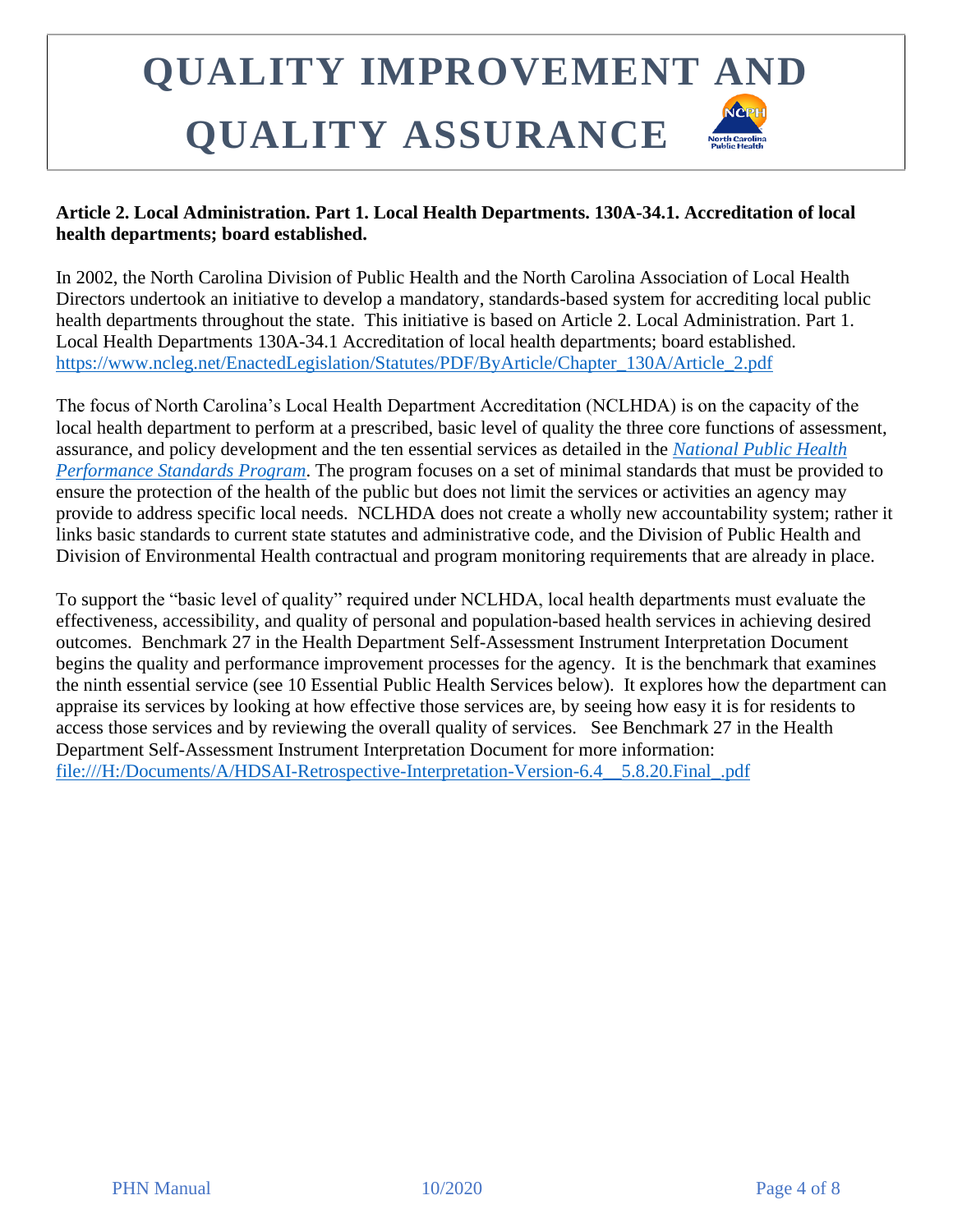# QUALITY IMPROVEMENT AND QUALITY ASSURANCE

**Article 2. Local Administration. Part 1. Local Health Departments. 130A-34.1. Accreditation of local health departments; board established.**

In 2002, the North Carolina Division of Public Health and the North Carolina Association of Local Health Directors undertook an initiative to develop a mandatory, standards-based system for accrediting local public health departments throughout the state. This initiative is based on Article 2. Local Administration. Part 1. Local Health Departments 130A-34.1 Accreditation of local health departments; board established. https://www.ncleg.net/EnactedLegislation/Statutes/PDF/ByArticle/Chapter_130A/Article_2.pdf

The focus of North Carolina's Local Health Department Accreditation (NCLHDA) is on the capacity of the local health department to perform at a prescribed, basic level of quality the three core functions of assessment, assurance, and policy development and the ten essential services as detailed in the *National Public Health Performance Standards Program*. The program focuses on a set of minimal standards that must be provided to ensure the protection of the health of the public but does not limit the services or activities an agency may provide to address specific local needs. NCLHDA does not create a wholly new accountability system; rather it links basic standards to current state statutes and administrative code, and the Division of Public Health and Division of Environmental Health contractual and program monitoring requirements that are already in place.

To support the "basic level of quality" required under NCLHDA, local health departments must evaluate the effectiveness, accessibility, and quality of personal and population-based health services in achieving desired outcomes. Benchmark 27 in the Health Department Self-Assessment Instrument Interpretation Document begins the quality and performance improvement processes for the agency. It is the benchmark that examines the ninth essential service (see 10 Essential Public Health Services below). It explores how the department can appraise its services by looking at how effective those services are, by seeing how easy it is for residents to access those services and by reviewing the overall quality of services. See Benchmark 27 in the Health Department Self-Assessment Instrument Interpretation Document for more information: file:///H:/Documents/A/HDSAI-Retrospective-Interpretation-Version-6.4__5.8.20.Final_.pdf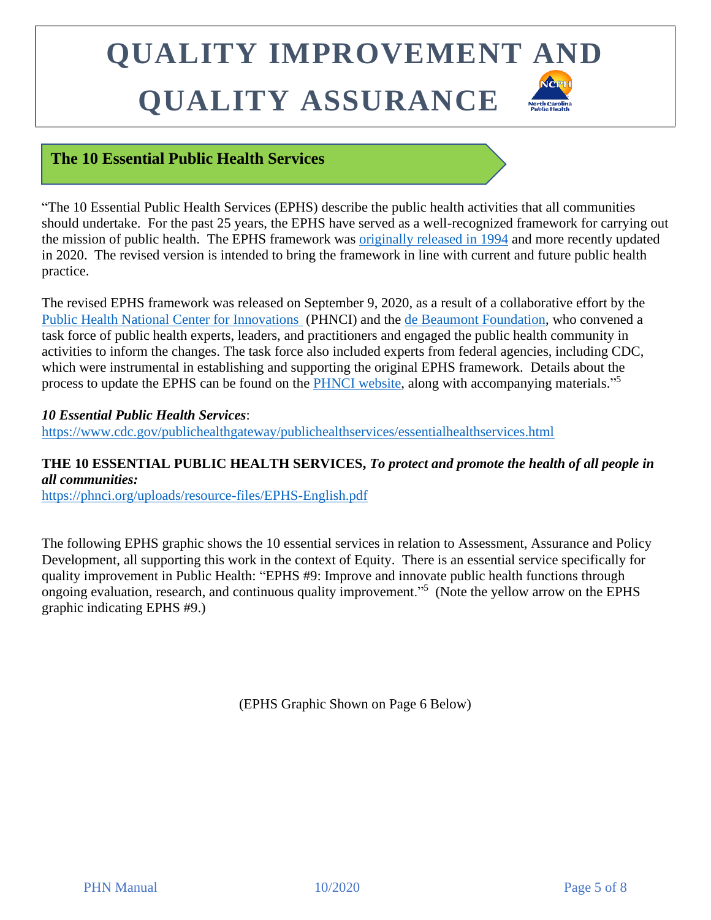# QUALITY IMPROVEMENT AND QUALITY ASSURANCE

## The 10 Essential Public Health Services

"The 10 Essential Public Health Services (EPHS) describe the public health activities that all communities should undertake. For the past 25 years, the EPHS have served as a well-recognized framework for carrying out the mission of public health. The EPHS framework was originally released in 1994 and more recently updated in 2020. The revised version is intended to bring the framework in line with current and future public health practice.

The revised EPHS framework was released on September 9, 2020, as a result of a collaborative effort by the Public Health National Center for Innovations (PHNCI) and the de Beaumont Foundation, who convened a task force of public health experts, leaders, and practitioners and engaged the public health community in activities to inform the changes. The task force also included experts from federal agencies, including CDC, which were instrumental in establishing and supporting the original EPHS framework. Details about the process to update the EPHS can be found on the PHNCI website, along with accompanying materials."[5]

***10 Essential Public Health Services***:
https://www.cdc.gov/publichealthgateway/publichealthservices/essentialhealthservices.html

**THE 10 ESSENTIAL PUBLIC HEALTH SERVICES, *To protect and promote the health of all people in all communities:***
https://phnci.org/uploads/resource-files/EPHS-English.pdf

The following EPHS graphic shows the 10 essential services in relation to Assessment, Assurance and Policy Development, all supporting this work in the context of Equity. There is an essential service specifically for quality improvement in Public Health: "EPHS #9: Improve and innovate public health functions through ongoing evaluation, research, and continuous quality improvement."[5] (Note the yellow arrow on the EPHS graphic indicating EPHS #9.)

(EPHS Graphic Shown on Page 6 Below)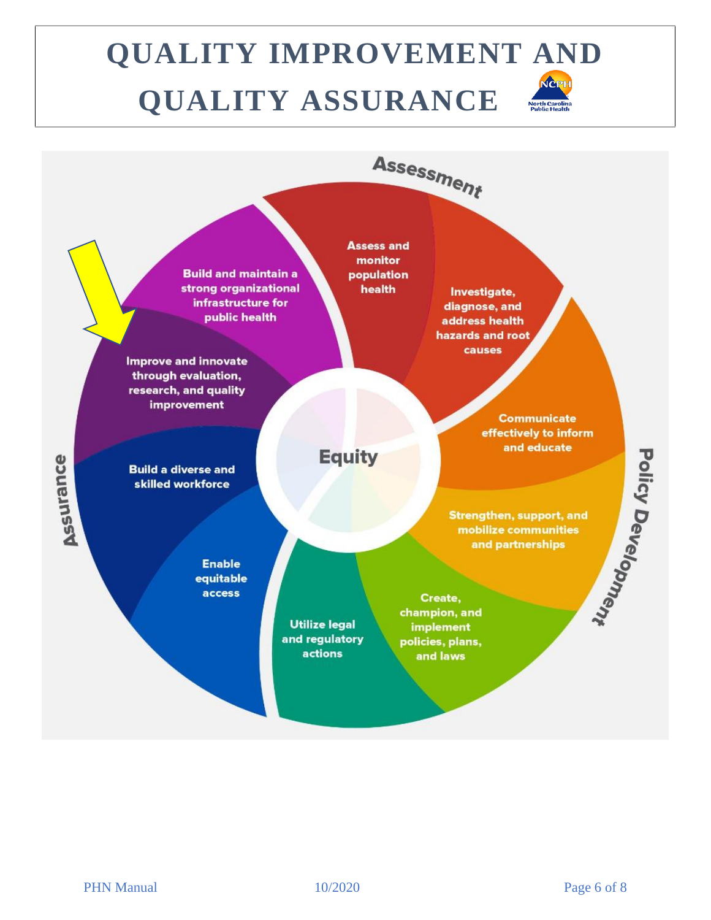# QUALITY IMPROVEMENT AND QUALITY ASSURANCE

Assessment

Assess and monitor population health

Investigate, diagnose, and address health hazards and root causes

Policy Development

Communicate effectively to inform and educate

Strengthen, support, and mobilize communities and partnerships

Create, champion, and implement policies, plans, and laws

Utilize legal and regulatory actions

Assurance

Enable equitable access

Build a diverse and skilled workforce

Improve and innovate through evaluation, research, and quality improvement

Build and maintain a strong organizational infrastructure for public health

Equity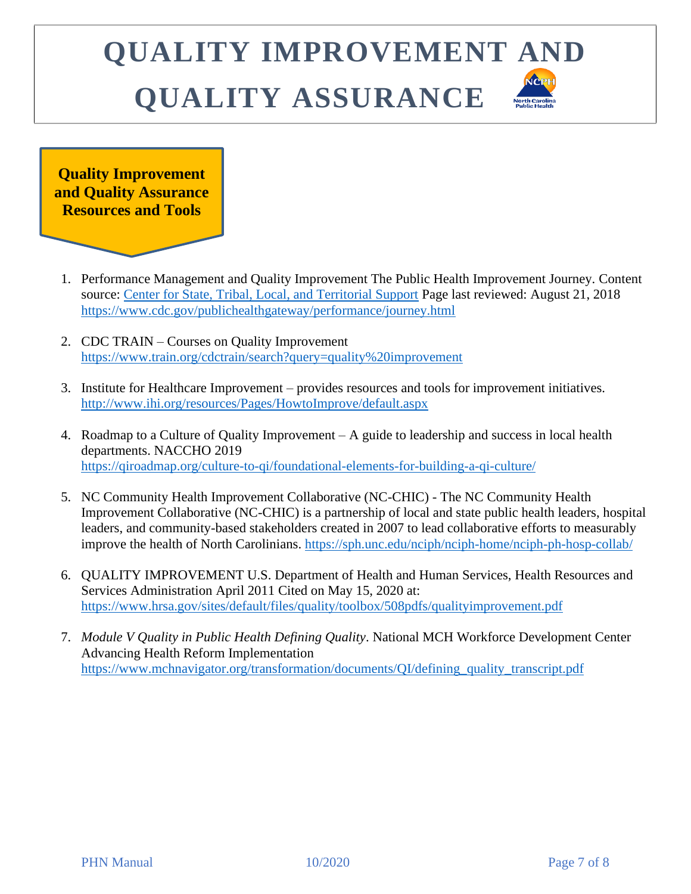# QUALITY IMPROVEMENT AND QUALITY ASSURANCE

## Quality Improvement and Quality Assurance Resources and Tools

1. Performance Management and Quality Improvement The Public Health Improvement Journey. Content source: [Center for State, Tribal, Local, and Territorial Support](https://www.cdc.gov/publichealthgateway/performance/journey.html) Page last reviewed: August 21, 2018 https://www.cdc.gov/publichealthgateway/performance/journey.html

2. CDC TRAIN – Courses on Quality Improvement https://www.train.org/cdctrain/search?query=quality%20improvement

3. Institute for Healthcare Improvement – provides resources and tools for improvement initiatives. http://www.ihi.org/resources/Pages/HowtoImprove/default.aspx

4. Roadmap to a Culture of Quality Improvement – A guide to leadership and success in local health departments. NACCHO 2019 https://qiroadmap.org/culture-to-qi/foundational-elements-for-building-a-qi-culture/

5. NC Community Health Improvement Collaborative (NC-CHIC) - The NC Community Health Improvement Collaborative (NC-CHIC) is a partnership of local and state public health leaders, hospital leaders, and community-based stakeholders created in 2007 to lead collaborative efforts to measurably improve the health of North Carolinians. https://sph.unc.edu/nciph/nciph-home/nciph-ph-hosp-collab/

6. QUALITY IMPROVEMENT U.S. Department of Health and Human Services, Health Resources and Services Administration April 2011 Cited on May 15, 2020 at: https://www.hrsa.gov/sites/default/files/quality/toolbox/508pdfs/qualityimprovement.pdf

7. *Module V Quality in Public Health Defining Quality*. National MCH Workforce Development Center Advancing Health Reform Implementation https://www.mchnavigator.org/transformation/documents/QI/defining_quality_transcript.pdf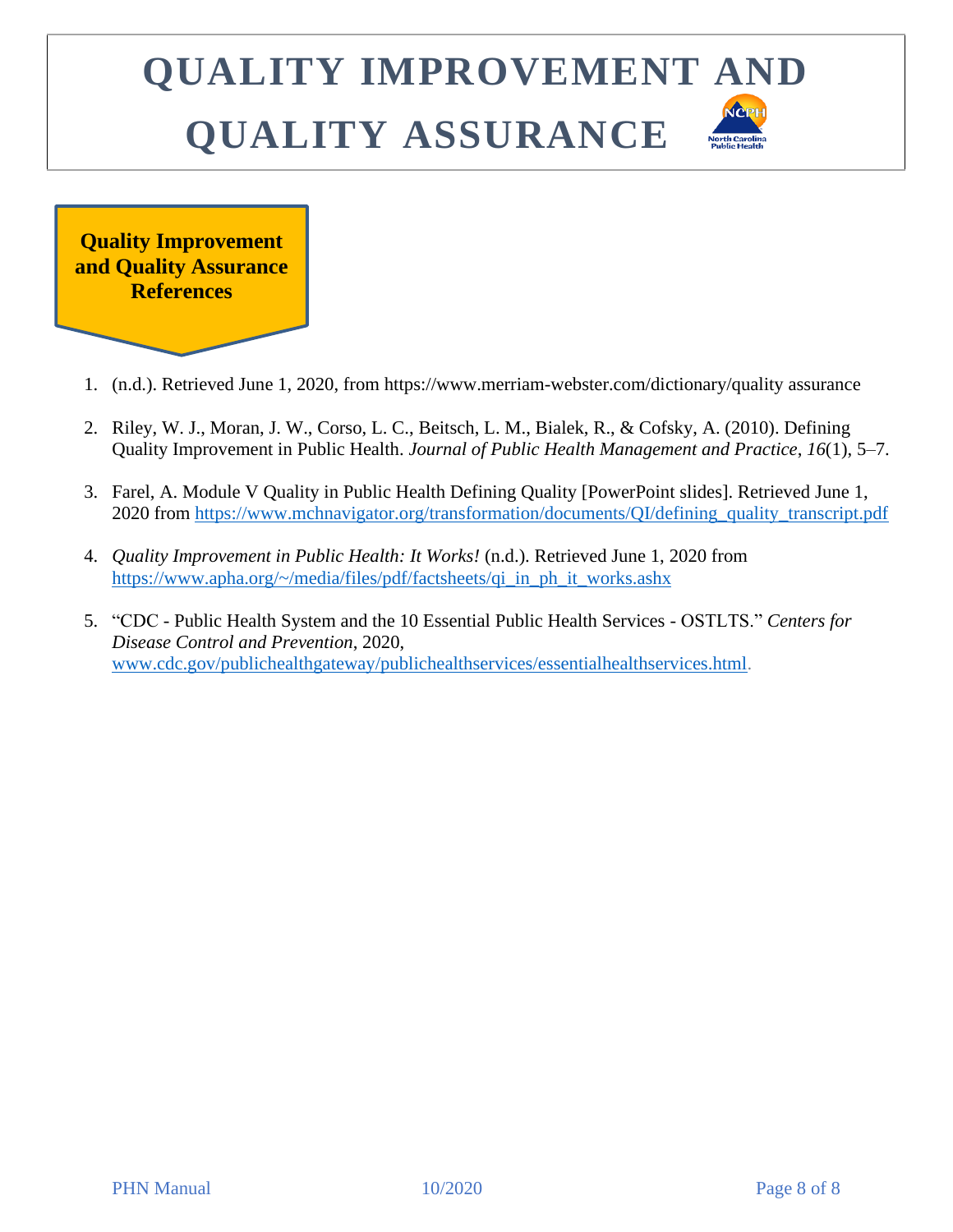# QUALITY IMPROVEMENT AND QUALITY ASSURANCE

## Quality Improvement and Quality Assurance References

1. (n.d.). Retrieved June 1, 2020, from https://www.merriam-webster.com/dictionary/quality assurance

2. Riley, W. J., Moran, J. W., Corso, L. C., Beitsch, L. M., Bialek, R., & Cofsky, A. (2010). Defining Quality Improvement in Public Health. *Journal of Public Health Management and Practice*, *16*(1), 5–7.

3. Farel, A. Module V Quality in Public Health Defining Quality [PowerPoint slides]. Retrieved June 1, 2020 from https://www.mchnavigator.org/transformation/documents/QI/defining_quality_transcript.pdf

4. *Quality Improvement in Public Health: It Works!* (n.d.). Retrieved June 1, 2020 from https://www.apha.org/~/media/files/pdf/factsheets/qi_in_ph_it_works.ashx

5. "CDC - Public Health System and the 10 Essential Public Health Services - OSTLTS." *Centers for Disease Control and Prevention*, 2020, www.cdc.gov/publichealthgateway/publichealthservices/essentialhealthservices.html.